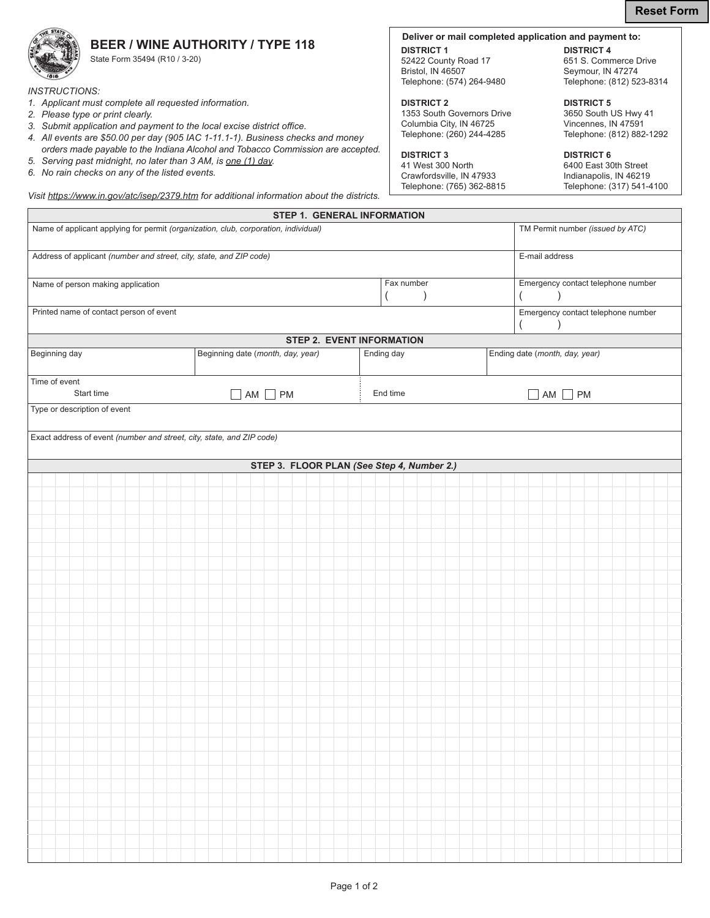Reset Form

# BEER / WINE AUTHORITY / TYPE 118

State Form 35494 (R10 / 3-20)

*INSTRUCTIONS:*

1. *Applicant must complete all requested information.*
2. *Please type or print clearly.*
3. *Submit application and payment to the local excise district office.*
4. *All events are $50.00 per day (905 IAC 1-11.1-1). Business checks and money orders made payable to the Indiana Alcohol and Tobacco Commission are accepted.*
5. *Serving past midnight, no later than 3 AM, is one (1) day.*
6. *No rain checks on any of the listed events.*

*Visit https://www.in.gov/atc/isep/2379.htm for additional information about the districts.*

**Deliver or mail completed application and payment to:**

**DISTRICT 1**
52422 County Road 17
Bristol, IN 46507
Telephone: (574) 264-9480

**DISTRICT 2**
1353 South Governors Drive
Columbia City, IN 46725
Telephone: (260) 244-4285

**DISTRICT 3**
41 West 300 North
Crawfordsville, IN 47933
Telephone: (765) 362-8815

**DISTRICT 4**
651 S. Commerce Drive
Seymour, IN 47274
Telephone: (812) 523-8314

**DISTRICT 5**
3650 South US Hwy 41
Vincennes, IN 47591
Telephone: (812) 882-1292

**DISTRICT 6**
6400 East 30th Street
Indianapolis, IN 46219
Telephone: (317) 541-4100

## STEP 1. GENERAL INFORMATION

| | | |
|---|---|---|
| Name of applicant applying for permit *(organization, club, corporation, individual)* | | TM Permit number *(issued by ATC)* |
| Address of applicant *(number and street, city, state, and ZIP code)* | | E-mail address |
| Name of person making application | Fax number ( ) | Emergency contact telephone number ( ) |
| Printed name of contact person of event | | Emergency contact telephone number ( ) |

## STEP 2. EVENT INFORMATION

| | | | |
|---|---|---|---|
| Beginning day | Beginning date *(month, day, year)* | Ending day | Ending date *(month, day, year)* |
| Time of event<br>Start time | ☐ AM ☐ PM | End time | ☐ AM ☐ PM |
| Type or description of event | | | |
| Exact address of event *(number and street, city, state, and ZIP code)* | | | |

## STEP 3. FLOOR PLAN *(See Step 4, Number 2.)*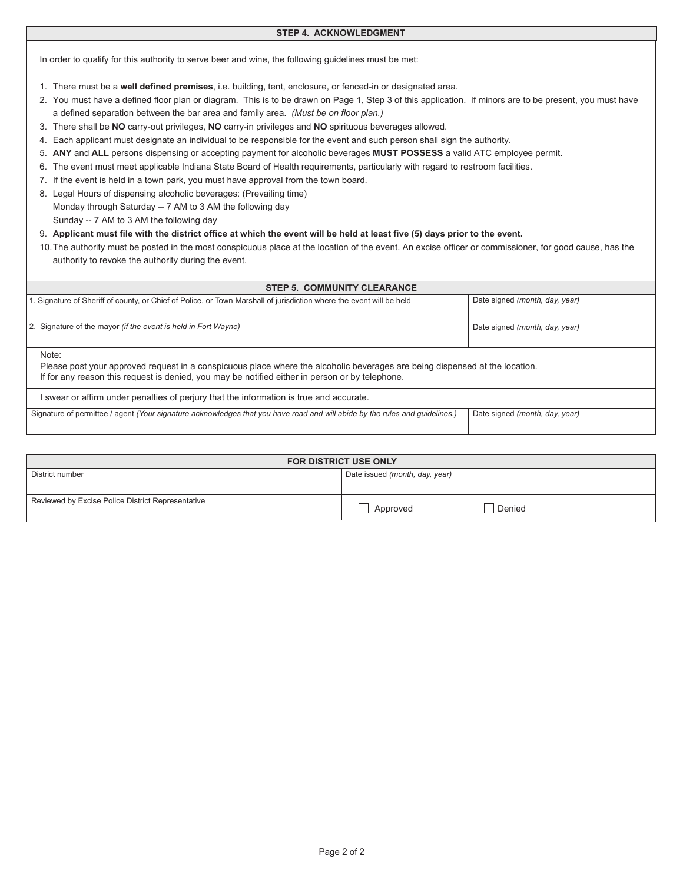## STEP 4. ACKNOWLEDGMENT

In order to qualify for this authority to serve beer and wine, the following guidelines must be met:

1. There must be a **well defined premises**, i.e. building, tent, enclosure, or fenced-in or designated area.
2. You must have a defined floor plan or diagram. This is to be drawn on Page 1, Step 3 of this application. If minors are to be present, you must have a defined separation between the bar area and family area. *(Must be on floor plan.)*
3. There shall be **NO** carry-out privileges, **NO** carry-in privileges and **NO** spirituous beverages allowed.
4. Each applicant must designate an individual to be responsible for the event and such person shall sign the authority.
5. **ANY** and **ALL** persons dispensing or accepting payment for alcoholic beverages **MUST POSSESS** a valid ATC employee permit.
6. The event must meet applicable Indiana State Board of Health requirements, particularly with regard to restroom facilities.
7. If the event is held in a town park, you must have approval from the town board.
8. Legal Hours of dispensing alcoholic beverages: (Prevailing time)
   Monday through Saturday -- 7 AM to 3 AM the following day
   Sunday -- 7 AM to 3 AM the following day
9. **Applicant must file with the district office at which the event will be held at least five (5) days prior to the event.**
10. The authority must be posted in the most conspicuous place at the location of the event. An excise officer or commissioner, for good cause, has the authority to revoke the authority during the event.

## STEP 5. COMMUNITY CLEARANCE

| | |
|---|---|
| 1. Signature of Sheriff of county, or Chief of Police, or Town Marshall of jurisdiction where the event will be held | Date signed *(month, day, year)* |
| 2. Signature of the mayor *(if the event is held in Fort Wayne)* | Date signed *(month, day, year)* |

Note:
Please post your approved request in a conspicuous place where the alcoholic beverages are being dispensed at the location.
If for any reason this request is denied, you may be notified either in person or by telephone.

I swear or affirm under penalties of perjury that the information is true and accurate.

| | |
|---|---|
| Signature of permittee / agent *(Your signature acknowledges that you have read and will abide by the rules and guidelines.)* | Date signed *(month, day, year)* |

## FOR DISTRICT USE ONLY

| | |
|---|---|
| District number | Date issued *(month, day, year)* |
| Reviewed by Excise Police District Representative | ☐ Approved ☐ Denied |